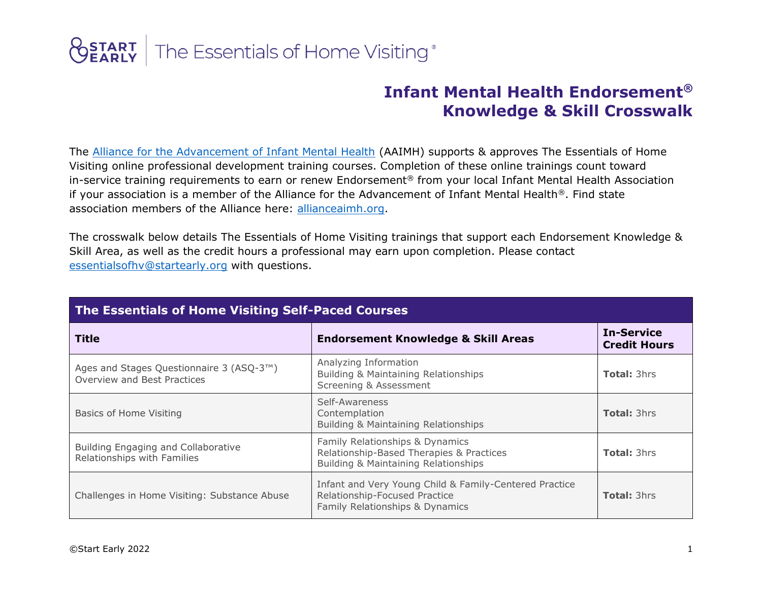START EARLY | The Essentials of Home Visiting®

# Infant Mental Health Endorsement® Knowledge & Skill Crosswalk

The [Alliance for the Advancement of Infant Mental Health](https://allianceaimh.org) (AAIMH) supports & approves The Essentials of Home Visiting online professional development training courses. Completion of these online trainings count toward in-service training requirements to earn or renew Endorsement® from your local Infant Mental Health Association if your association is a member of the Alliance for the Advancement of Infant Mental Health®. Find state association members of the Alliance here: [allianceaimh.org](https://allianceaimh.org).

The crosswalk below details The Essentials of Home Visiting trainings that support each Endorsement Knowledge & Skill Area, as well as the credit hours a professional may earn upon completion. Please contact [essentialsofhv@startearly.org](mailto:essentialsofhv@startearly.org) with questions.

| The Essentials of Home Visiting Self-Paced Courses | | |
|---|---|---|
| **Title** | **Endorsement Knowledge & Skill Areas** | **In-Service Credit Hours** |
| Ages and Stages Questionnaire 3 (ASQ-3™) Overview and Best Practices | Analyzing Information<br>Building & Maintaining Relationships<br>Screening & Assessment | **Total:** 3hrs |
| Basics of Home Visiting | Self-Awareness<br>Contemplation<br>Building & Maintaining Relationships | **Total:** 3hrs |
| Building Engaging and Collaborative Relationships with Families | Family Relationships & Dynamics<br>Relationship-Based Therapies & Practices<br>Building & Maintaining Relationships | **Total:** 3hrs |
| Challenges in Home Visiting: Substance Abuse | Infant and Very Young Child & Family-Centered Practice<br>Relationship-Focused Practice<br>Family Relationships & Dynamics | **Total:** 3hrs |

©Start Early 2022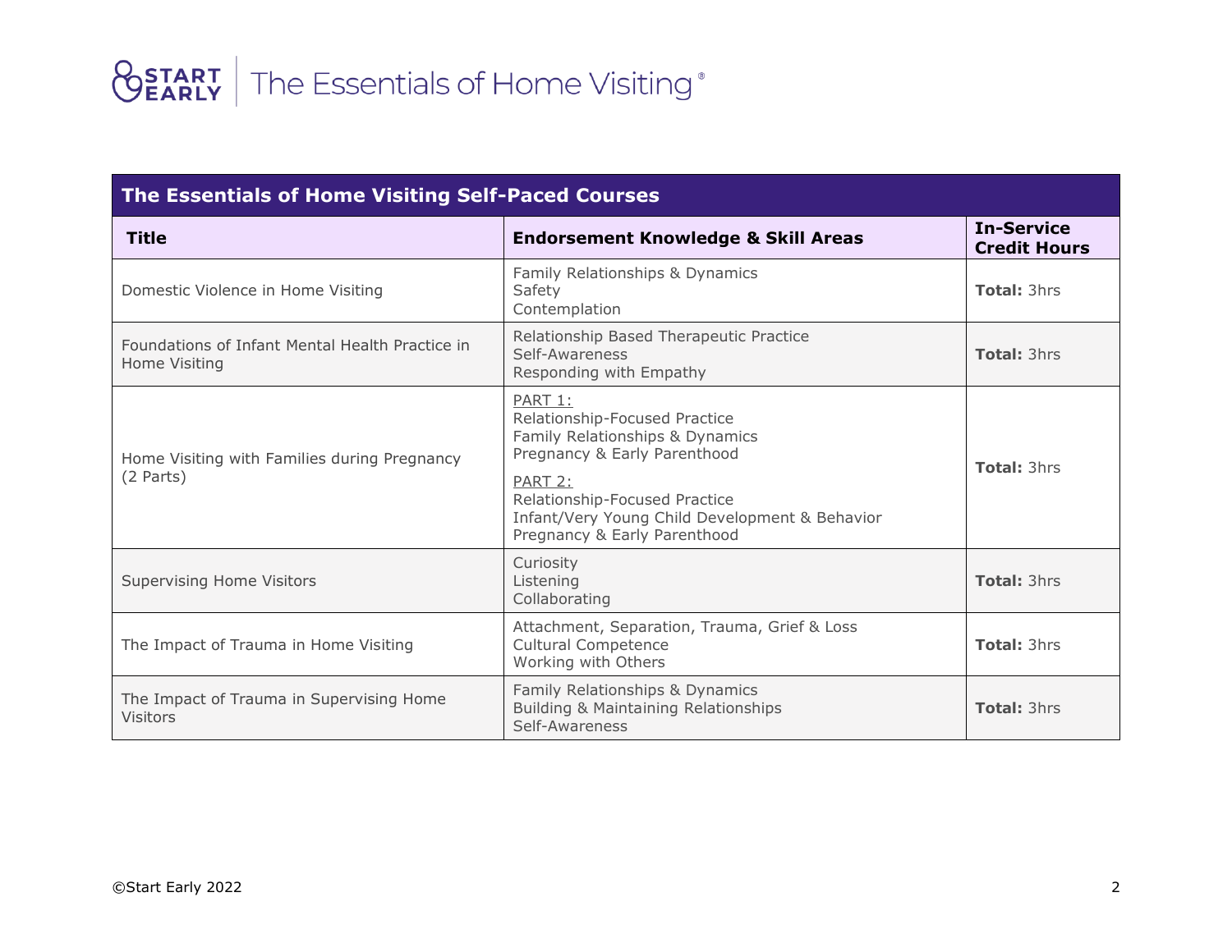| The Essentials of Home Visiting Self-Paced Courses | | |
|---|---|---|
| **Title** | **Endorsement Knowledge & Skill Areas** | **In-Service Credit Hours** |
| Domestic Violence in Home Visiting | Family Relationships & Dynamics<br>Safety<br>Contemplation | **Total:** 3hrs |
| Foundations of Infant Mental Health Practice in Home Visiting | Relationship Based Therapeutic Practice<br>Self-Awareness<br>Responding with Empathy | **Total:** 3hrs |
| Home Visiting with Families during Pregnancy (2 Parts) | PART 1:<br>Relationship-Focused Practice<br>Family Relationships & Dynamics<br>Pregnancy & Early Parenthood<br>PART 2:<br>Relationship-Focused Practice<br>Infant/Very Young Child Development & Behavior<br>Pregnancy & Early Parenthood | **Total:** 3hrs |
| Supervising Home Visitors | Curiosity<br>Listening<br>Collaborating | **Total:** 3hrs |
| The Impact of Trauma in Home Visiting | Attachment, Separation, Trauma, Grief & Loss<br>Cultural Competence<br>Working with Others | **Total:** 3hrs |
| The Impact of Trauma in Supervising Home Visitors | Family Relationships & Dynamics<br>Building & Maintaining Relationships<br>Self-Awareness | **Total:** 3hrs |

©Start Early 2022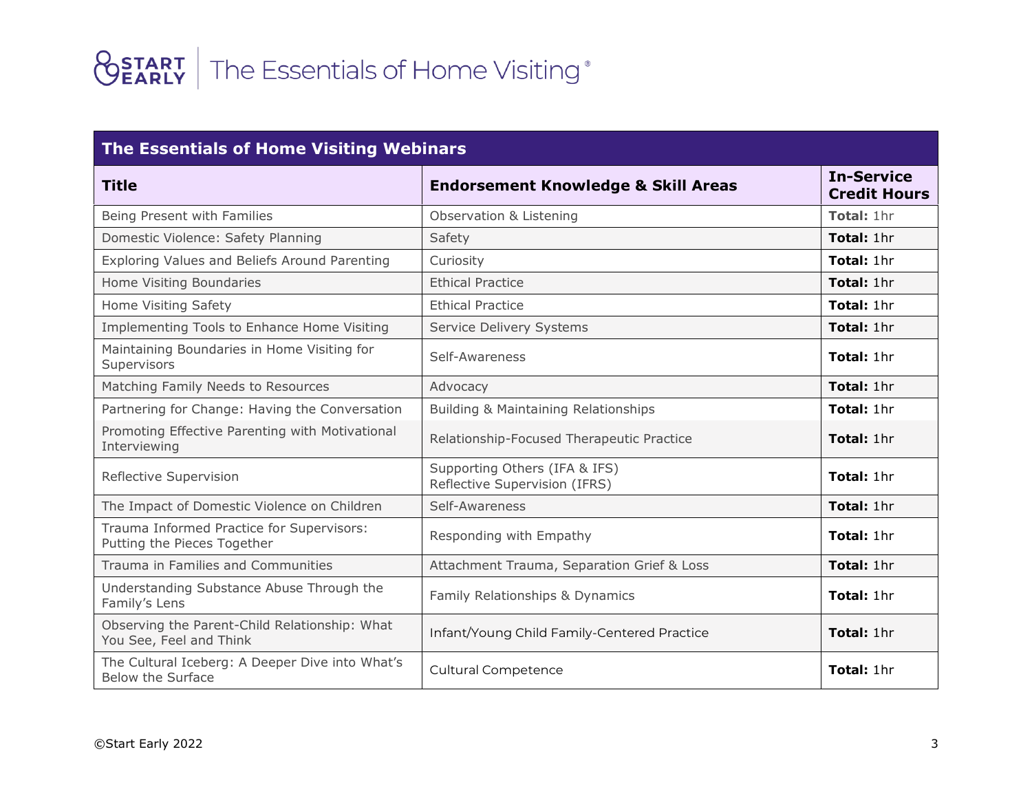# The Essentials of Home Visiting®

| The Essentials of Home Visiting Webinars | | |
|---|---|---|
| **Title** | **Endorsement Knowledge & Skill Areas** | **In-Service Credit Hours** |
| Being Present with Families | Observation & Listening | **Total:** 1hr |
| Domestic Violence: Safety Planning | Safety | **Total:** 1hr |
| Exploring Values and Beliefs Around Parenting | Curiosity | **Total:** 1hr |
| Home Visiting Boundaries | Ethical Practice | **Total:** 1hr |
| Home Visiting Safety | Ethical Practice | **Total:** 1hr |
| Implementing Tools to Enhance Home Visiting | Service Delivery Systems | **Total:** 1hr |
| Maintaining Boundaries in Home Visiting for Supervisors | Self-Awareness | **Total:** 1hr |
| Matching Family Needs to Resources | Advocacy | **Total:** 1hr |
| Partnering for Change: Having the Conversation | Building & Maintaining Relationships | **Total:** 1hr |
| Promoting Effective Parenting with Motivational Interviewing | Relationship-Focused Therapeutic Practice | **Total:** 1hr |
| Reflective Supervision | Supporting Others (IFA & IFS)<br>Reflective Supervision (IFRS) | **Total:** 1hr |
| The Impact of Domestic Violence on Children | Self-Awareness | **Total:** 1hr |
| Trauma Informed Practice for Supervisors: Putting the Pieces Together | Responding with Empathy | **Total:** 1hr |
| Trauma in Families and Communities | Attachment Trauma, Separation Grief & Loss | **Total:** 1hr |
| Understanding Substance Abuse Through the Family's Lens | Family Relationships & Dynamics | **Total:** 1hr |
| Observing the Parent-Child Relationship: What You See, Feel and Think | Infant/Young Child Family-Centered Practice | **Total:** 1hr |
| The Cultural Iceberg: A Deeper Dive into What's Below the Surface | Cultural Competence | **Total:** 1hr |

©Start Early 2022